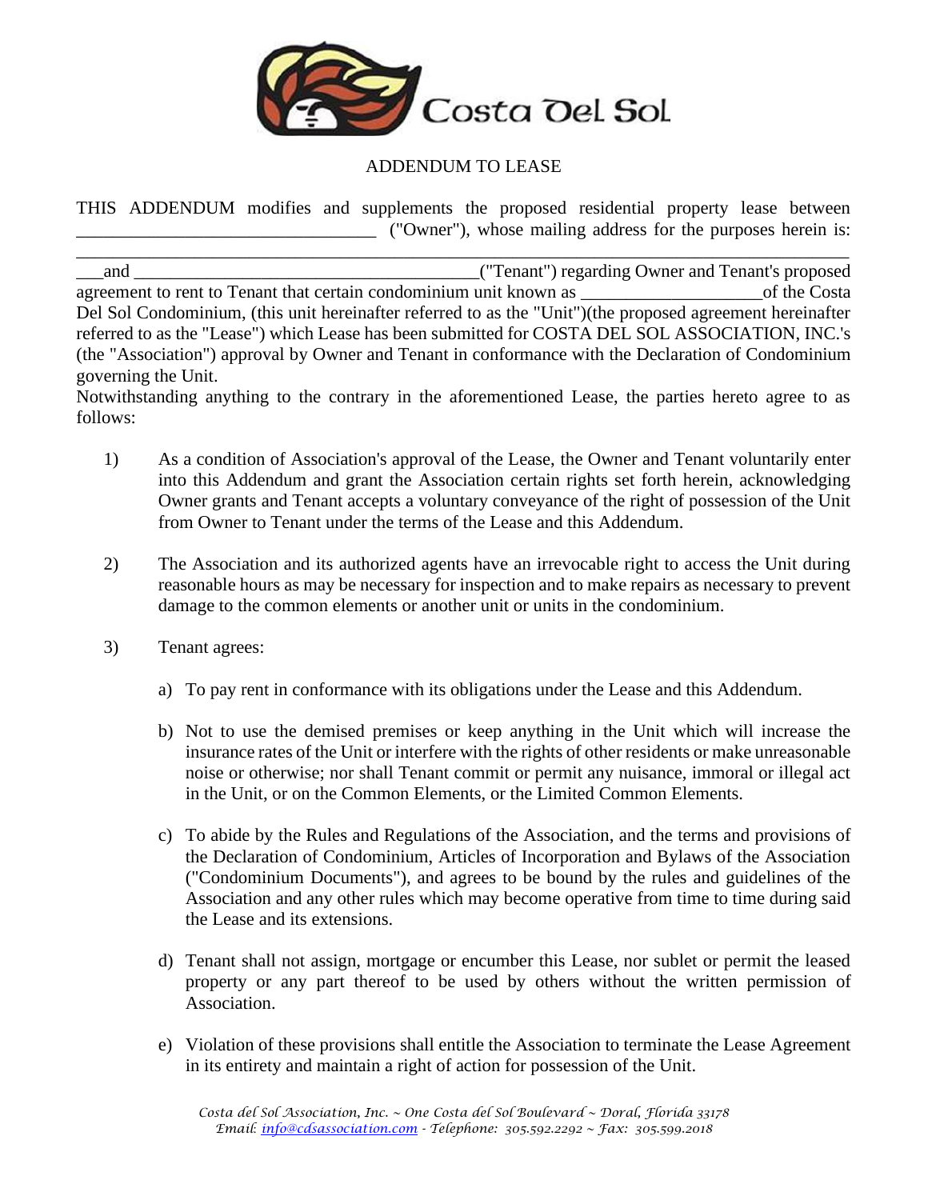Costa Del Sol

## ADDENDUM TO LEASE

THIS ADDENDUM modifies and supplements the proposed residential property lease between _________________________________ ("Owner"), whose mailing address for the purposes herein is: ____________________________________________________________________________________ ___and ______________________________________("Tenant") regarding Owner and Tenant's proposed agreement to rent to Tenant that certain condominium unit known as ____________________of the Costa Del Sol Condominium, (this unit hereinafter referred to as the "Unit")(the proposed agreement hereinafter referred to as the "Lease") which Lease has been submitted for COSTA DEL SOL ASSOCIATION, INC.'s (the "Association") approval by Owner and Tenant in conformance with the Declaration of Condominium governing the Unit.

Notwithstanding anything to the contrary in the aforementioned Lease, the parties hereto agree to as follows:

1) As a condition of Association's approval of the Lease, the Owner and Tenant voluntarily enter into this Addendum and grant the Association certain rights set forth herein, acknowledging Owner grants and Tenant accepts a voluntary conveyance of the right of possession of the Unit from Owner to Tenant under the terms of the Lease and this Addendum.

2) The Association and its authorized agents have an irrevocable right to access the Unit during reasonable hours as may be necessary for inspection and to make repairs as necessary to prevent damage to the common elements or another unit or units in the condominium.

3) Tenant agrees:

   a) To pay rent in conformance with its obligations under the Lease and this Addendum.

   b) Not to use the demised premises or keep anything in the Unit which will increase the insurance rates of the Unit or interfere with the rights of other residents or make unreasonable noise or otherwise; nor shall Tenant commit or permit any nuisance, immoral or illegal act in the Unit, or on the Common Elements, or the Limited Common Elements.

   c) To abide by the Rules and Regulations of the Association, and the terms and provisions of the Declaration of Condominium, Articles of Incorporation and Bylaws of the Association ("Condominium Documents"), and agrees to be bound by the rules and guidelines of the Association and any other rules which may become operative from time to time during said the Lease and its extensions.

   d) Tenant shall not assign, mortgage or encumber this Lease, nor sublet or permit the leased property or any part thereof to be used by others without the written permission of Association.

   e) Violation of these provisions shall entitle the Association to terminate the Lease Agreement in its entirety and maintain a right of action for possession of the Unit.

*Costa del Sol Association, Inc. ~ One Costa del Sol Boulevard ~ Doral, Florida 33178*
*Email: info@cdsassociation.com - Telephone: 305.592.2292 ~ Fax: 305.599.2018*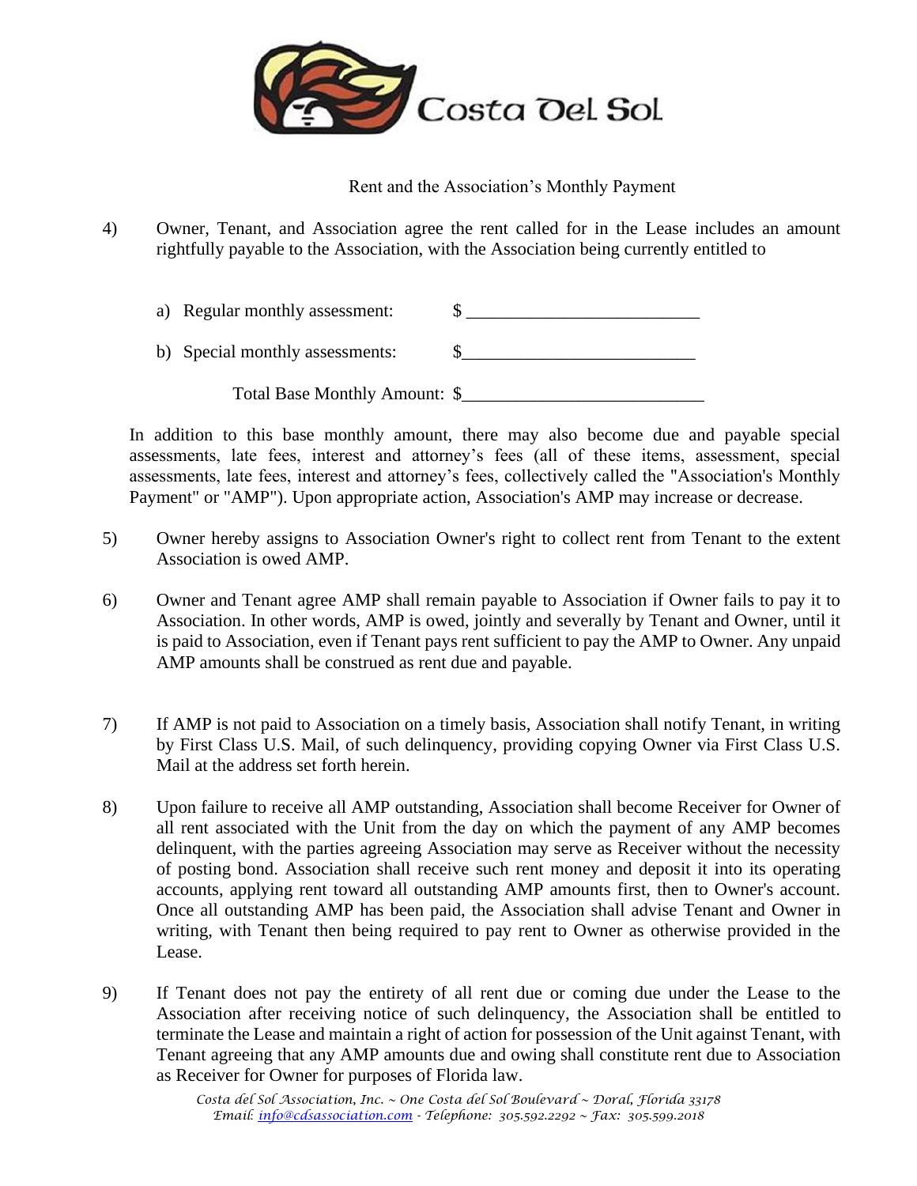Rent and the Association's Monthly Payment

4) Owner, Tenant, and Association agree the rent called for in the Lease includes an amount rightfully payable to the Association, with the Association being currently entitled to

a) Regular monthly assessment: $ ________________________

b) Special monthly assessments: $________________________

Total Base Monthly Amount: $__________________________

In addition to this base monthly amount, there may also become due and payable special assessments, late fees, interest and attorney's fees (all of these items, assessment, special assessments, late fees, interest and attorney's fees, collectively called the "Association's Monthly Payment" or "AMP"). Upon appropriate action, Association's AMP may increase or decrease.

5) Owner hereby assigns to Association Owner's right to collect rent from Tenant to the extent Association is owed AMP.

6) Owner and Tenant agree AMP shall remain payable to Association if Owner fails to pay it to Association. In other words, AMP is owed, jointly and severally by Tenant and Owner, until it is paid to Association, even if Tenant pays rent sufficient to pay the AMP to Owner. Any unpaid AMP amounts shall be construed as rent due and payable.

7) If AMP is not paid to Association on a timely basis, Association shall notify Tenant, in writing by First Class U.S. Mail, of such delinquency, providing copying Owner via First Class U.S. Mail at the address set forth herein.

8) Upon failure to receive all AMP outstanding, Association shall become Receiver for Owner of all rent associated with the Unit from the day on which the payment of any AMP becomes delinquent, with the parties agreeing Association may serve as Receiver without the necessity of posting bond. Association shall receive such rent money and deposit it into its operating accounts, applying rent toward all outstanding AMP amounts first, then to Owner's account. Once all outstanding AMP has been paid, the Association shall advise Tenant and Owner in writing, with Tenant then being required to pay rent to Owner as otherwise provided in the Lease.

9) If Tenant does not pay the entirety of all rent due or coming due under the Lease to the Association after receiving notice of such delinquency, the Association shall be entitled to terminate the Lease and maintain a right of action for possession of the Unit against Tenant, with Tenant agreeing that any AMP amounts due and owing shall constitute rent due to Association as Receiver for Owner for purposes of Florida law.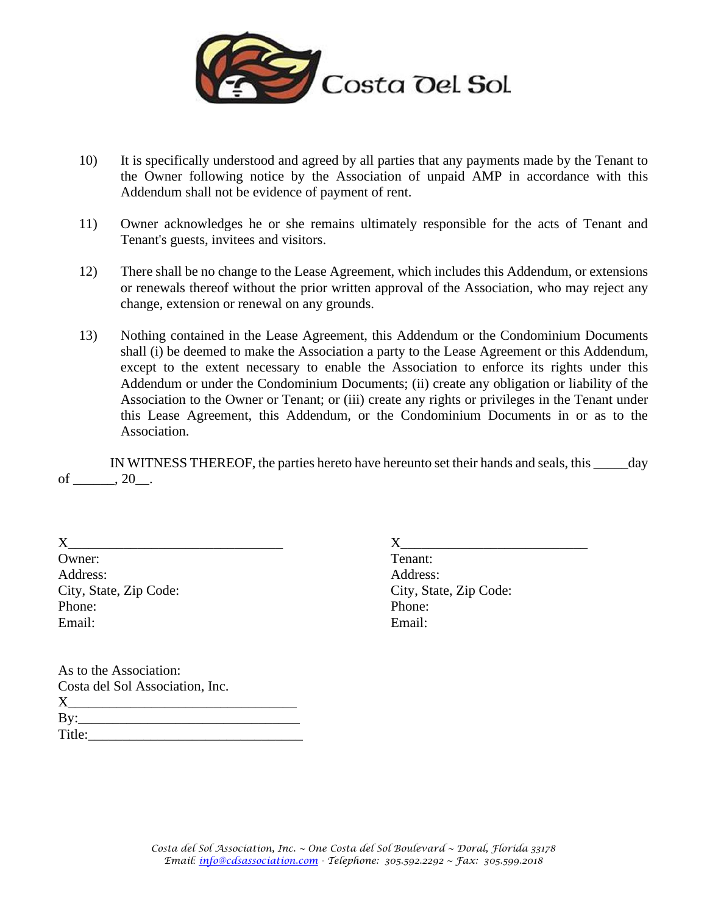10) It is specifically understood and agreed by all parties that any payments made by the Tenant to the Owner following notice by the Association of unpaid AMP in accordance with this Addendum shall not be evidence of payment of rent.

11) Owner acknowledges he or she remains ultimately responsible for the acts of Tenant and Tenant's guests, invitees and visitors.

12) There shall be no change to the Lease Agreement, which includes this Addendum, or extensions or renewals thereof without the prior written approval of the Association, who may reject any change, extension or renewal on any grounds.

13) Nothing contained in the Lease Agreement, this Addendum or the Condominium Documents shall (i) be deemed to make the Association a party to the Lease Agreement or this Addendum, except to the extent necessary to enable the Association to enforce its rights under this Addendum or under the Condominium Documents; (ii) create any obligation or liability of the Association to the Owner or Tenant; or (iii) create any rights or privileges in the Tenant under this Lease Agreement, this Addendum, or the Condominium Documents in or as to the Association.

IN WITNESS THEREOF, the parties hereto have hereunto set their hands and seals, this _____day of ______, 20__.

X_______________________________
Owner:
Address:
City, State, Zip Code:
Phone:
Email:

X___________________________
Tenant:
Address:
City, State, Zip Code:
Phone:
Email:

As to the Association:
Costa del Sol Association, Inc.
X_________________________________
By:_______________________________
Title:_______________________________

*Costa del Sol Association, Inc. ~ One Costa del Sol Boulevard ~ Doral, Florida 33178*
*Email: info@cdsassociation.com - Telephone: 305.592.2292 ~ Fax: 305.599.2018*